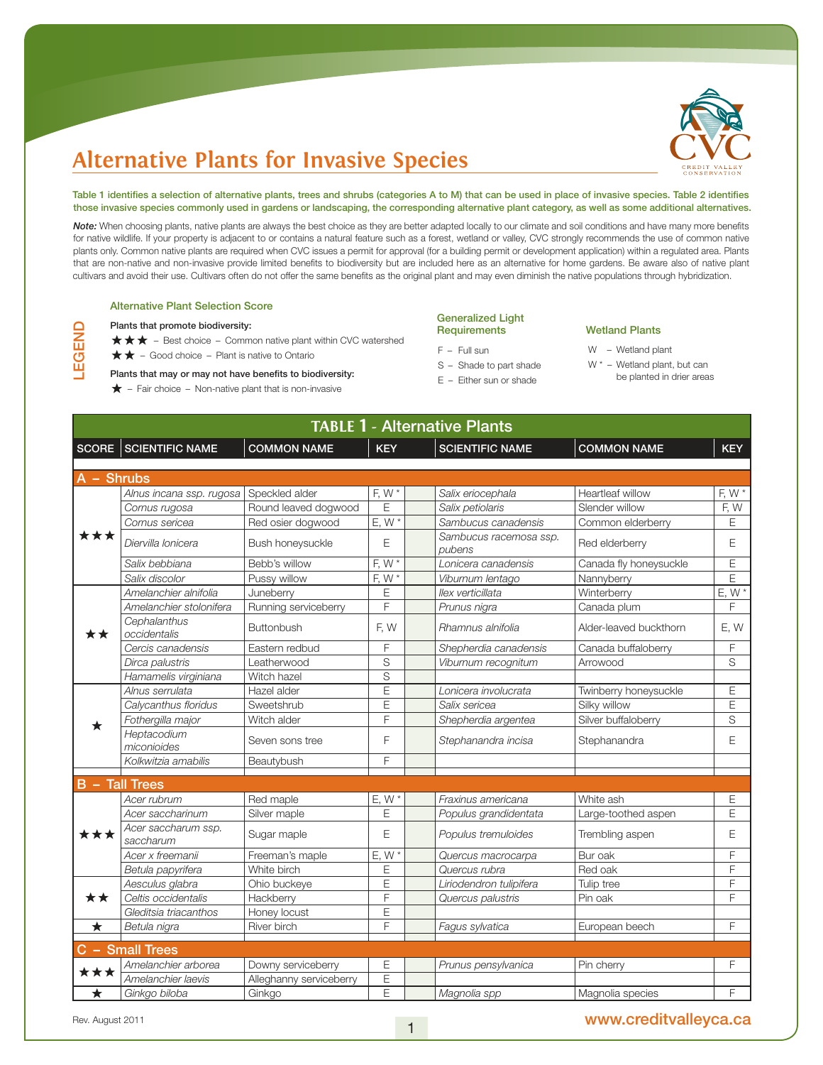# Alternative Plants for Invasive Species

**Table 1 identifies a selection of alternative plants, trees and shrubs (categories A to M) that can be used in place of invasive species. Table 2 identifies those invasive species commonly used in gardens or landscaping, the corresponding alternative plant category, as well as some additional alternatives.**

***Note:*** When choosing plants, native plants are always the best choice as they are better adapted locally to our climate and soil conditions and have many more benefits for native wildlife. If your property is adjacent to or contains a natural feature such as a forest, wetland or valley, CVC strongly recommends the use of common native plants only. Common native plants are required when CVC issues a permit for approval (for a building permit or development application) within a regulated area. Plants that are non-native and non-invasive provide limited benefits to biodiversity but are included here as an alternative for home gardens. Be aware also of native plant cultivars and avoid their use. Cultivars often do not offer the same benefits as the original plant and may even diminish the native populations through hybridization.

## LEGEND

**Alternative Plant Selection Score**

**Plants that promote biodiversity:**

- ★★★ – Best choice – Common native plant within CVC watershed
- ★★ – Good choice – Plant is native to Ontario

**Plants that may or may not have benefits to biodiversity:**

- ★ – Fair choice – Non-native plant that is non-invasive

**Generalized Light Requirements**

- F – Full sun
- S – Shade to part shade
- E – Either sun or shade

**Wetland Plants**

- W – Wetland plant
- W * – Wetland plant, but can be planted in drier areas

## TABLE 1 - Alternative Plants

| SCORE | SCIENTIFIC NAME | COMMON NAME | KEY | SCIENTIFIC NAME | COMMON NAME | KEY |
|---|---|---|---|---|---|---|
| **A – Shrubs** | | | | | | |
| ★★★ | *Alnus incana ssp. rugosa* | Speckled alder | F, W * | *Salix eriocephala* | Heartleaf willow | F, W * |
| | *Cornus rugosa* | Round leaved dogwood | E | *Salix petiolaris* | Slender willow | F, W |
| | *Cornus sericea* | Red osier dogwood | E, W * | *Sambucus canadensis* | Common elderberry | E |
| | *Diervilla lonicera* | Bush honeysuckle | E | *Sambucus racemosa ssp. pubens* | Red elderberry | E |
| | *Salix bebbiana* | Bebb's willow | F, W * | *Lonicera canadensis* | Canada fly honeysuckle | E |
| | *Salix discolor* | Pussy willow | F, W * | *Viburnum lentago* | Nannyberry | E |
| ★★ | *Amelanchier alnifolia* | Juneberry | E | *Ilex verticillata* | Winterberry | E, W * |
| | *Amelanchier stolonifera* | Running serviceberry | F | *Prunus nigra* | Canada plum | F |
| | *Cephalanthus occidentalis* | Buttonbush | F, W | *Rhamnus alnifolia* | Alder-leaved buckthorn | E, W |
| | *Cercis canadensis* | Eastern redbud | F | *Shepherdia canadensis* | Canada buffaloberry | F |
| | *Dirca palustris* | Leatherwood | S | *Viburnum recognitum* | Arrowood | S |
| | *Hamamelis virginiana* | Witch hazel | S | | | |
| ★ | *Alnus serrulata* | Hazel alder | E | *Lonicera involucrata* | Twinberry honeysuckle | E |
| | *Calycanthus floridus* | Sweetshrub | E | *Salix sericea* | Silky willow | E |
| | *Fothergilla major* | Witch alder | F | *Shepherdia argentea* | Silver buffaloberry | S |
| | *Heptacodium miconioides* | Seven sons tree | F | *Stephanandra incisa* | Stephanandra | E |
| | *Kolkwitzia amabilis* | Beautybush | F | | | |
| **B – Tall Trees** | | | | | | |
| ★★★ | *Acer rubrum* | Red maple | E, W * | *Fraxinus americana* | White ash | E |
| | *Acer saccharinum* | Silver maple | E | *Populus grandidentata* | Large-toothed aspen | E |
| | *Acer saccharum ssp. saccharum* | Sugar maple | E | *Populus tremuloides* | Trembling aspen | E |
| | *Acer x freemanii* | Freeman's maple | E, W * | *Quercus macrocarpa* | Bur oak | F |
| | *Betula papyrifera* | White birch | E | *Quercus rubra* | Red oak | F |
| ★★ | *Aesculus glabra* | Ohio buckeye | E | *Liriodendron tulipifera* | Tulip tree | F |
| | *Celtis occidentalis* | Hackberry | F | *Quercus palustris* | Pin oak | F |
| | *Gleditsia triacanthos* | Honey locust | E | | | |
| ★ | *Betula nigra* | River birch | F | *Fagus sylvatica* | European beech | F |
| **C – Small Trees** | | | | | | |
| ★★★ | *Amelanchier arborea* | Downy serviceberry | E | *Prunus pensylvanica* | Pin cherry | F |
| | *Amelanchier laevis* | Alleghanny serviceberry | E | | | |
| ★ | *Ginkgo biloba* | Ginkgo | E | *Magnolia spp* | Magnolia species | F |

Rev. August 2011

www.creditvalleyca.ca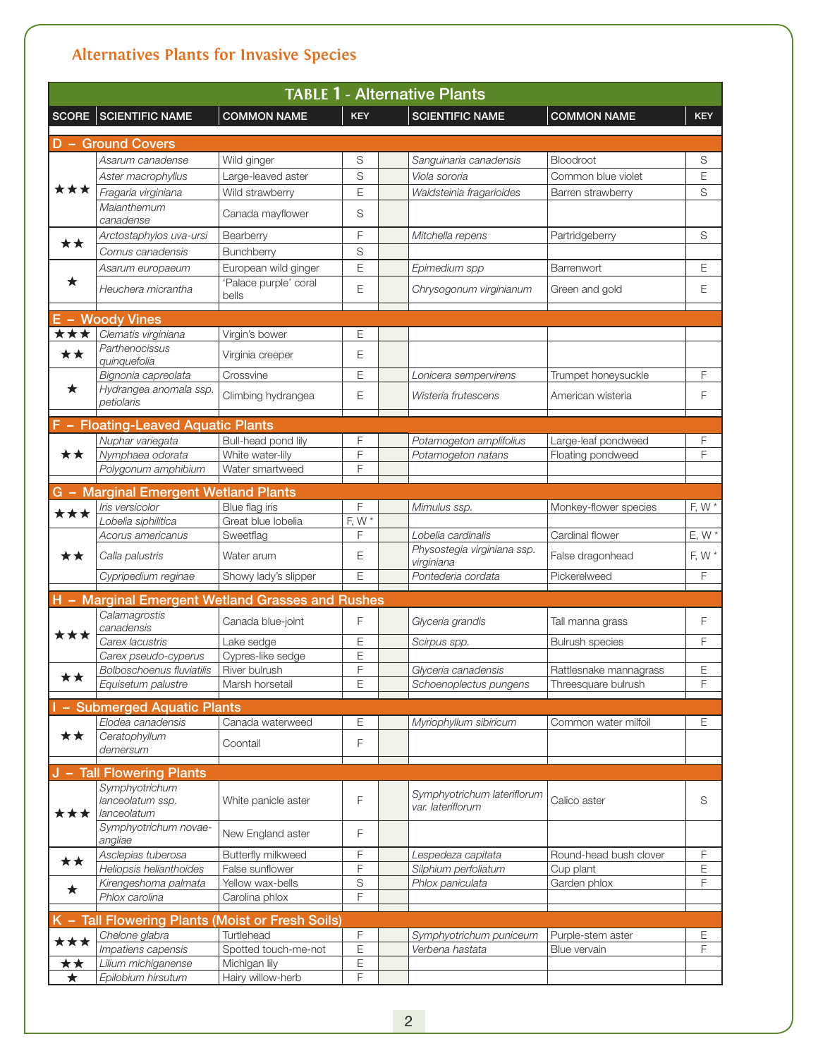## Alternatives Plants for Invasive Species

**TABLE 1 - Alternative Plants**

| SCORE | SCIENTIFIC NAME | COMMON NAME | KEY | SCIENTIFIC NAME | COMMON NAME | KEY |
|---|---|---|---|---|---|---|
| **D – Ground Covers** | | | | | | |
| ★★★ | *Asarum canadense* | Wild ginger | S | *Sanguinaria canadensis* | Bloodroot | S |
| | *Aster macrophyllus* | Large-leaved aster | S | *Viola sororia* | Common blue violet | E |
| | *Fragaria virginiana* | Wild strawberry | E | *Waldsteinia fragarioides* | Barren strawberry | S |
| | *Maianthemum canadense* | Canada mayflower | S | | | |
| ★★ | *Arctostaphylos uva-ursi* | Bearberry | F | *Mitchella repens* | Partridgeberry | S |
| | *Cornus canadensis* | Bunchberry | S | | | |
| ★ | *Asarum europaeum* | European wild ginger | E | *Epimedium spp* | Barrenwort | E |
| | *Heuchera micrantha* | 'Palace purple' coral bells | E | *Chrysogonum virginianum* | Green and gold | E |
| **E – Woody Vines** | | | | | | |
| ★★★ | *Clematis virginiana* | Virgin's bower | E | | | |
| ★★ | *Parthenocissus quinquefolia* | Virginia creeper | E | | | |
| ★ | *Bignonia capreolata* | Crossvine | E | *Lonicera sempervirens* | Trumpet honeysuckle | F |
| | *Hydrangea anomala ssp. petiolaris* | Climbing hydrangea | E | *Wisteria frutescens* | American wisteria | F |
| **F – Floating-Leaved Aquatic Plants** | | | | | | |
| ★★ | *Nuphar variegata* | Bull-head pond lily | F | *Potamogeton amplifolius* | Large-leaf pondweed | F |
| | *Nymphaea odorata* | White water-lily | F | *Potamogeton natans* | Floating pondweed | F |
| | *Polygonum amphibium* | Water smartweed | F | | | |
| **G – Marginal Emergent Wetland Plants** | | | | | | |
| ★★★ | *Iris versicolor* | Blue flag iris | F | *Mimulus ssp.* | Monkey-flower species | F, W * |
| | *Lobelia siphilitica* | Great blue lobelia | F, W * | | | |
| ★★ | *Acorus americanus* | Sweetflag | F | *Lobelia cardinalis* | Cardinal flower | E, W * |
| | *Calla palustris* | Water arum | E | *Physostegia virginiana ssp. virginiana* | False dragonhead | F, W * |
| | *Cypripedium reginae* | Showy lady's slipper | E | *Pontederia cordata* | Pickerelweed | F |
| **H – Marginal Emergent Wetland Grasses and Rushes** | | | | | | |
| ★★★ | *Calamagrostis canadensis* | Canada blue-joint | F | *Glyceria grandis* | Tall manna grass | F |
| | *Carex lacustris* | Lake sedge | E | *Scirpus spp.* | Bulrush species | F |
| | *Carex pseudo-cyperus* | Cypres-like sedge | E | | | |
| ★★ | *Bolboschoenus fluviatilis* | River bulrush | F | *Glyceria canadensis* | Rattlesnake mannagrass | E |
| | *Equisetum palustre* | Marsh horsetail | E | *Schoenoplectus pungens* | Threesquare bulrush | F |
| **I – Submerged Aquatic Plants** | | | | | | |
| ★★ | *Elodea canadensis* | Canada waterweed | E | *Myriophyllum sibiricum* | Common water milfoil | E |
| | *Ceratophyllum demersum* | Coontail | F | | | |
| **J – Tall Flowering Plants** | | | | | | |
| ★★★ | *Symphyotrichum lanceolatum ssp. lanceolatum* | White panicle aster | F | *Symphyotrichum lateriflorum var. lateriflorum* | Calico aster | S |
| | *Symphyotrichum novae-angliae* | New England aster | F | | | |
| ★★ | *Asclepias tuberosa* | Butterfly milkweed | F | *Lespedeza capitata* | Round-head bush clover | F |
| | *Heliopsis helianthoides* | False sunflower | F | *Silphium perfoliatum* | Cup plant | E |
| ★ | *Kirengeshoma palmata* | Yellow wax-bells | S | *Phlox paniculata* | Garden phlox | F |
| | *Phlox carolina* | Carolina phlox | F | | | |
| **K – Tall Flowering Plants (Moist or Fresh Soils)** | | | | | | |
| ★★★ | *Chelone glabra* | Turtlehead | F | *Symphyotrichum puniceum* | Purple-stem aster | E |
| | *Impatiens capensis* | Spotted touch-me-not | E | *Verbena hastata* | Blue vervain | F |
| ★★ | *Lilium michiganense* | Michigan lily | E | | | |
| ★ | *Epilobium hirsutum* | Hairy willow-herb | F | | | |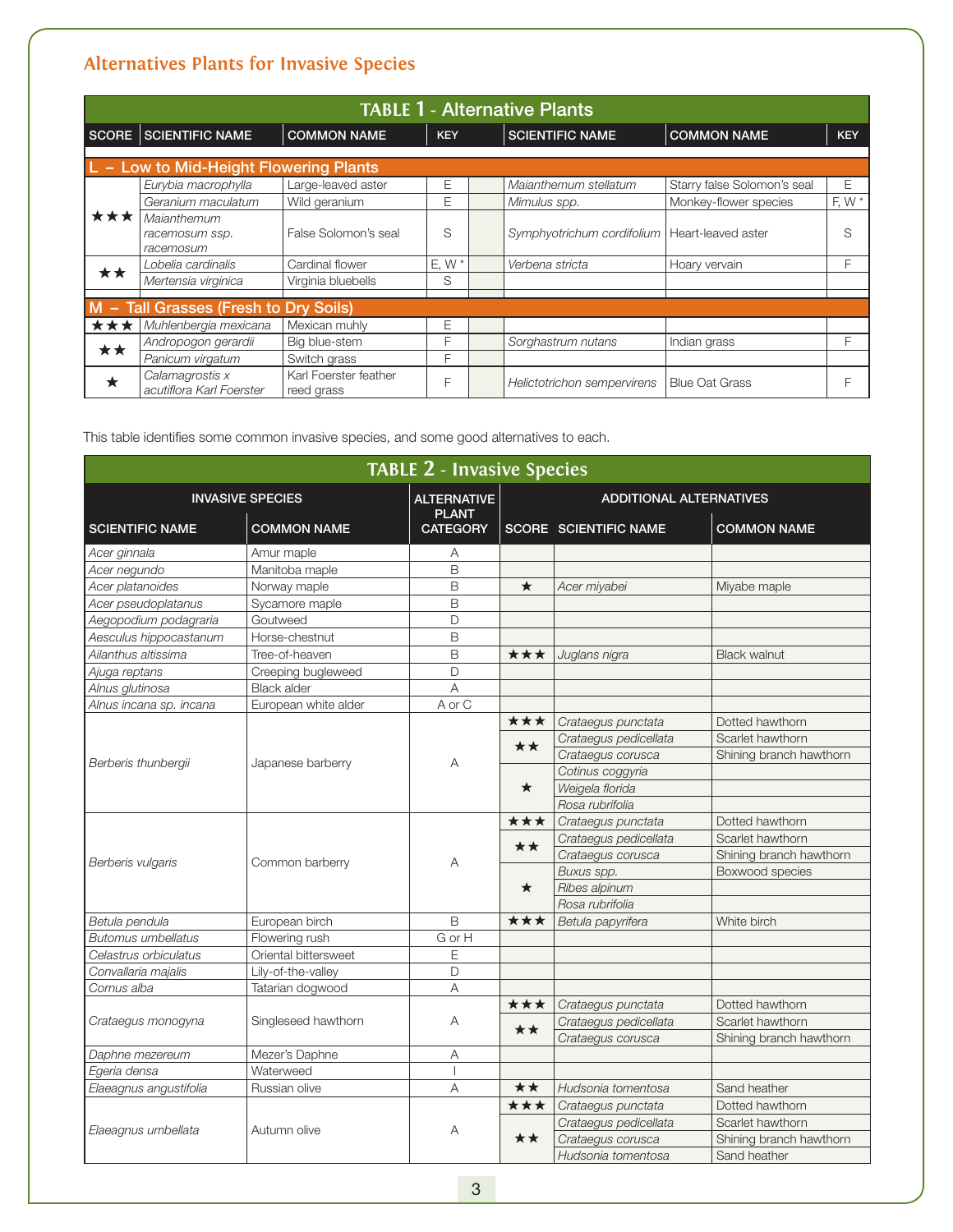## Alternatives Plants for Invasive Species

**TABLE 1 - Alternative Plants**

| SCORE | SCIENTIFIC NAME | COMMON NAME | KEY | | SCIENTIFIC NAME | COMMON NAME | KEY |
|---|---|---|---|---|---|---|---|
| **L – Low to Mid-Height Flowering Plants** | | | | | | | |
| ★★★ | *Eurybia macrophylla* | Large-leaved aster | E | | *Maianthemum stellatum* | Starry false Solomon's seal | E |
| | *Geranium maculatum* | Wild geranium | E | | *Mimulus spp.* | Monkey-flower species | F, W * |
| | *Maianthemum racemosum ssp. racemosum* | False Solomon's seal | S | | *Symphyotrichum cordifolium* | Heart-leaved aster | S |
| ★★ | *Lobelia cardinalis* | Cardinal flower | E, W * | | *Verbena stricta* | Hoary vervain | F |
| | *Mertensia virginica* | Virginia bluebells | S | | | | |
| **M – Tall Grasses (Fresh to Dry Soils)** | | | | | | | |
| ★★★ | *Muhlenbergia mexicana* | Mexican muhly | E | | | | |
| ★★ | *Andropogon gerardii* | Big blue-stem | F | | *Sorghastrum nutans* | Indian grass | F |
| | *Panicum virgatum* | Switch grass | F | | | | |
| ★ | *Calamagrostis x acutiflora Karl Foerster* | Karl Foerster feather reed grass | F | | *Helictotrichon sempervirens* | Blue Oat Grass | F |

This table identifies some common invasive species, and some good alternatives to each.

**TABLE 2 - Invasive Species**

| INVASIVE SPECIES | | ALTERNATIVE PLANT CATEGORY | ADDITIONAL ALTERNATIVES | | |
|---|---|---|---|---|---|
| SCIENTIFIC NAME | COMMON NAME | | SCORE | SCIENTIFIC NAME | COMMON NAME |
| *Acer ginnala* | Amur maple | A | | | |
| *Acer negundo* | Manitoba maple | B | | | |
| *Acer platanoides* | Norway maple | B | ★ | *Acer miyabei* | Miyabe maple |
| *Acer pseudoplatanus* | Sycamore maple | B | | | |
| *Aegopodium podagraria* | Goutweed | D | | | |
| *Aesculus hippocastanum* | Horse-chestnut | B | | | |
| *Ailanthus altissima* | Tree-of-heaven | B | ★★★ | *Juglans nigra* | Black walnut |
| *Ajuga reptans* | Creeping bugleweed | D | | | |
| *Alnus glutinosa* | Black alder | A | | | |
| *Alnus incana sp. incana* | European white alder | A or C | | | |
| *Berberis thunbergii* | Japanese barberry | A | ★★★ | *Crataegus punctata* | Dotted hawthorn |
| | | | ★★ | *Crataegus pedicellata* | Scarlet hawthorn |
| | | | | *Crataegus corusca* | Shining branch hawthorn |
| | | | ★ | *Cotinus coggyria* | |
| | | | | *Weigela florida* | |
| | | | | *Rosa rubrifolia* | |
| *Berberis vulgaris* | Common barberry | A | ★★★ | *Crataegus punctata* | Dotted hawthorn |
| | | | ★★ | *Crataegus pedicellata* | Scarlet hawthorn |
| | | | | *Crataegus corusca* | Shining branch hawthorn |
| | | | ★ | *Buxus spp.* | Boxwood species |
| | | | | *Ribes alpinum* | |
| | | | | *Rosa rubrifolia* | |
| *Betula pendula* | European birch | B | ★★★ | *Betula papyrifera* | White birch |
| *Butomus umbellatus* | Flowering rush | G or H | | | |
| *Celastrus orbiculatus* | Oriental bittersweet | E | | | |
| *Convallaria majalis* | Lily-of-the-valley | D | | | |
| *Cornus alba* | Tatarian dogwood | A | | | |
| *Crataegus monogyna* | Singleseed hawthorn | A | ★★★ | *Crataegus punctata* | Dotted hawthorn |
| | | | ★★ | *Crataegus pedicellata* | Scarlet hawthorn |
| | | | | *Crataegus corusca* | Shining branch hawthorn |
| *Daphne mezereum* | Mezer's Daphne | A | | | |
| *Egeria densa* | Waterweed | I | | | |
| *Elaeagnus angustifolia* | Russian olive | A | ★★ | *Hudsonia tomentosa* | Sand heather |
| *Elaeagnus umbellata* | Autumn olive | A | ★★★ | *Crataegus punctata* | Dotted hawthorn |
| | | | ★★ | *Crataegus pedicellata* | Scarlet hawthorn |
| | | | | *Crataegus corusca* | Shining branch hawthorn |
| | | | | *Hudsonia tomentosa* | Sand heather |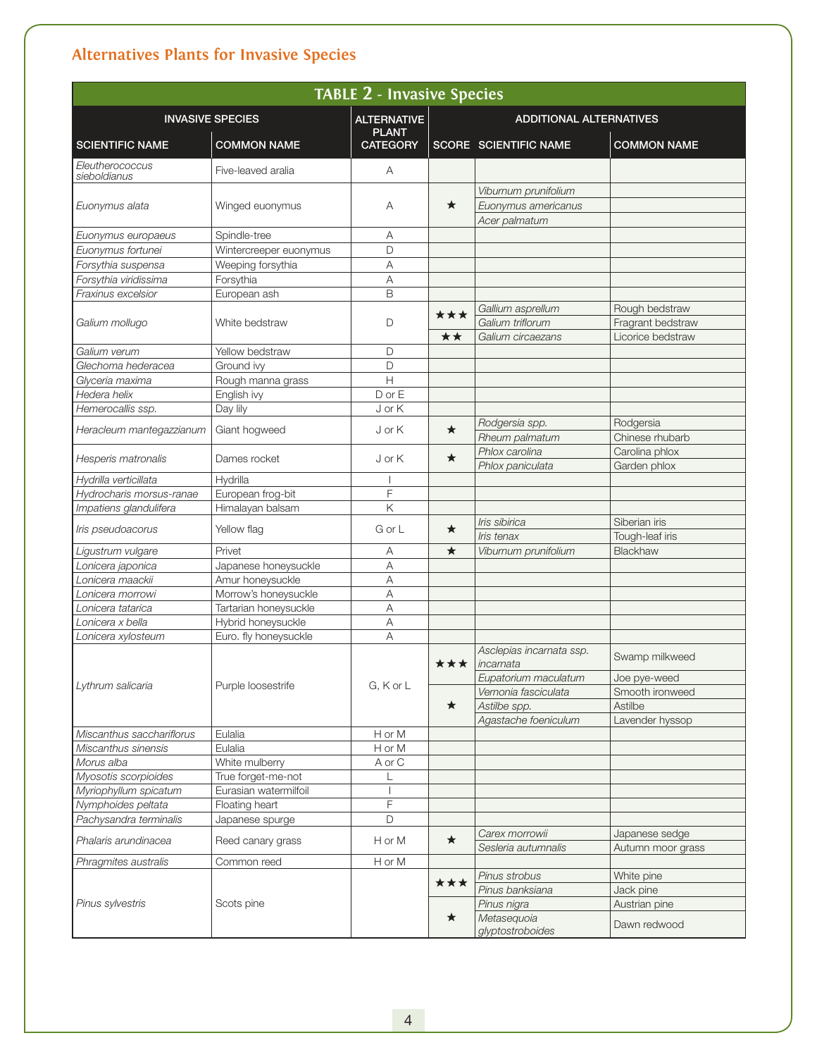## Alternatives Plants for Invasive Species

**TABLE 2 - Invasive Species**

| INVASIVE SPECIES | | ALTERNATIVE PLANT CATEGORY | ADDITIONAL ALTERNATIVES | | |
|---|---|---|---|---|---|
| SCIENTIFIC NAME | COMMON NAME | | SCORE | SCIENTIFIC NAME | COMMON NAME |
| *Eleutherococcus sieboldianus* | Five-leaved aralia | A | | | |
| *Euonymus alata* | Winged euonymus | A | ★ | *Viburnum prunifolium* | |
| | | | | *Euonymus americanus* | |
| | | | | *Acer palmatum* | |
| *Euonymus europaeus* | Spindle-tree | A | | | |
| *Euonymus fortunei* | Wintercreeper euonymus | D | | | |
| *Forsythia suspensa* | Weeping forsythia | A | | | |
| *Forsythia viridissima* | Forsythia | A | | | |
| *Fraxinus excelsior* | European ash | B | | | |
| *Galium mollugo* | White bedstraw | D | ★★★ | *Gallium asprellum* | Rough bedstraw |
| | | | | *Galium triflorum* | Fragrant bedstraw |
| | | | ★★ | *Galium circaezans* | Licorice bedstraw |
| *Galium verum* | Yellow bedstraw | D | | | |
| *Glechoma hederacea* | Ground ivy | D | | | |
| *Glyceria maxima* | Rough manna grass | H | | | |
| *Hedera helix* | English ivy | D or E | | | |
| *Hemerocallis ssp.* | Day lily | J or K | | | |
| *Heracleum mantegazzianum* | Giant hogweed | J or K | ★ | *Rodgersia spp.* | Rodgersia |
| | | | | *Rheum palmatum* | Chinese rhubarb |
| *Hesperis matronalis* | Dames rocket | J or K | ★ | *Phlox carolina* | Carolina phlox |
| | | | | *Phlox paniculata* | Garden phlox |
| *Hydrilla verticillata* | Hydrilla | I | | | |
| *Hydrocharis morsus-ranae* | European frog-bit | F | | | |
| *Impatiens glandulifera* | Himalayan balsam | K | | | |
| *Iris pseudoacorus* | Yellow flag | G or L | ★ | *Iris sibirica* | Siberian iris |
| | | | | *Iris tenax* | Tough-leaf iris |
| *Ligustrum vulgare* | Privet | A | ★ | *Viburnum prunifolium* | Blackhaw |
| *Lonicera japonica* | Japanese honeysuckle | A | | | |
| *Lonicera maackii* | Amur honeysuckle | A | | | |
| *Lonicera morrowi* | Morrow's honeysuckle | A | | | |
| *Lonicera tatarica* | Tartarian honeysuckle | A | | | |
| *Lonicera x bella* | Hybrid honeysuckle | A | | | |
| *Lonicera xylosteum* | Euro. fly honeysuckle | A | | | |
| *Lythrum salicaria* | Purple loosestrife | G, K or L | ★★★ | *Asclepias incarnata ssp. incarnata* | Swamp milkweed |
| | | | | *Eupatorium maculatum* | Joe pye-weed |
| | | | ★ | *Vernonia fasciculata* | Smooth ironweed |
| | | | | *Astilbe spp.* | Astilbe |
| | | | | *Agastache foeniculum* | Lavender hyssop |
| *Miscanthus sacchariflorus* | Eulalia | H or M | | | |
| *Miscanthus sinensis* | Eulalia | H or M | | | |
| *Morus alba* | White mulberry | A or C | | | |
| *Myosotis scorpioides* | True forget-me-not | L | | | |
| *Myriophyllum spicatum* | Eurasian watermilfoil | I | | | |
| *Nymphoides peltata* | Floating heart | F | | | |
| *Pachysandra terminalis* | Japanese spurge | D | | | |
| *Phalaris arundinacea* | Reed canary grass | H or M | ★ | *Carex morrowii* | Japanese sedge |
| | | | | *Sesleria autumnalis* | Autumn moor grass |
| *Phragmites australis* | Common reed | H or M | | | |
| *Pinus sylvestris* | Scots pine | | ★★★ | *Pinus strobus* | White pine |
| | | | | *Pinus banksiana* | Jack pine |
| | | | ★ | *Pinus nigra* | Austrian pine |
| | | | | *Metasequoia glyptostroboides* | Dawn redwood |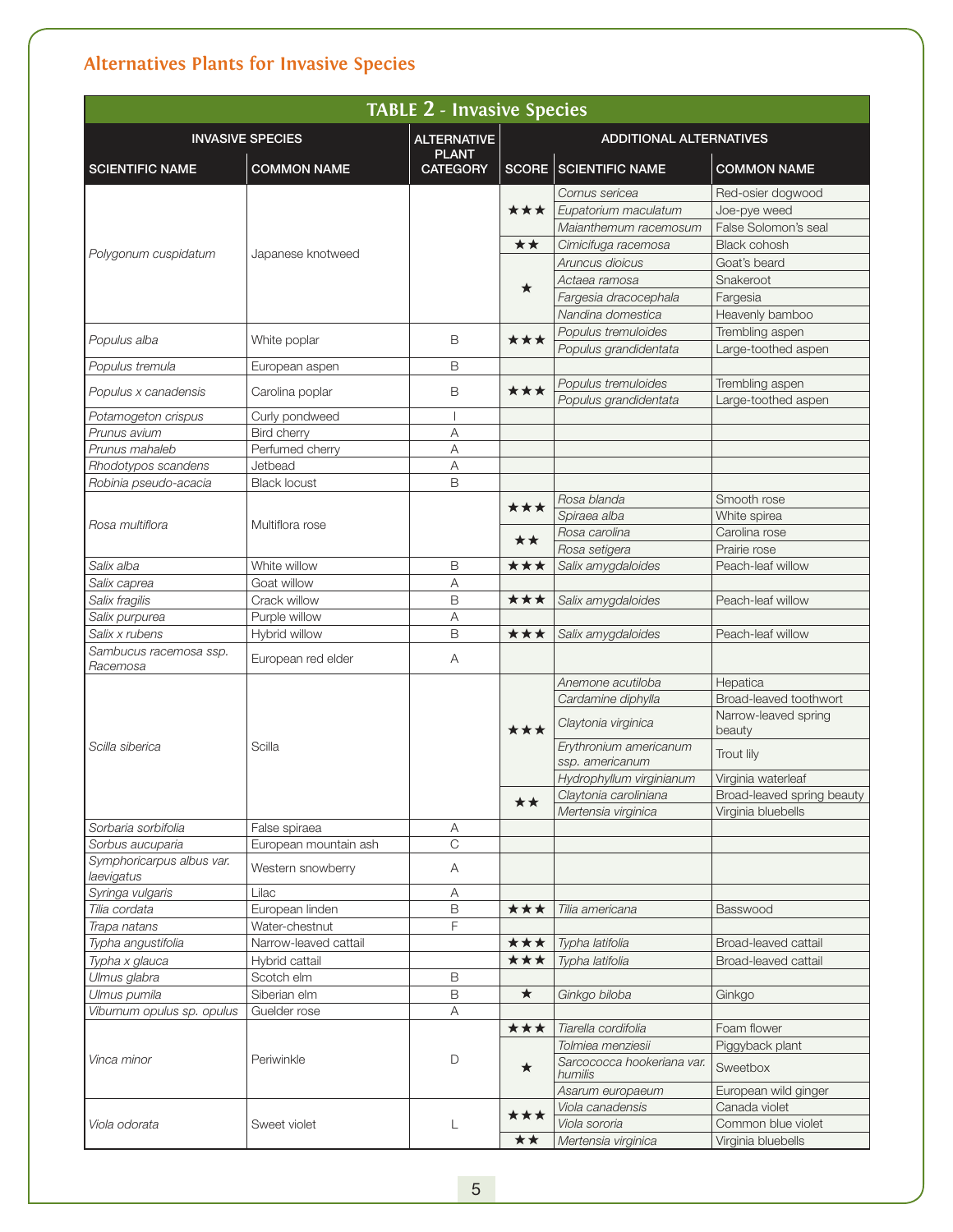## Alternatives Plants for Invasive Species

**TABLE 2 - Invasive Species**

| INVASIVE SPECIES | | ALTERNATIVE PLANT CATEGORY | ADDITIONAL ALTERNATIVES | | |
|---|---|---|---|---|---|
| SCIENTIFIC NAME | COMMON NAME | | SCORE | SCIENTIFIC NAME | COMMON NAME |
| *Polygonum cuspidatum* | Japanese knotweed | | ★★★ | *Cornus sericea* | Red-osier dogwood |
| | | | | *Eupatorium maculatum* | Joe-pye weed |
| | | | | *Maianthemum racemosum* | False Solomon's seal |
| | | | ★★ | *Cimicifuga racemosa* | Black cohosh |
| | | | ★ | *Aruncus dioicus* | Goat's beard |
| | | | | *Actaea ramosa* | Snakeroot |
| | | | | *Fargesia dracocephala* | Fargesia |
| | | | | *Nandina domestica* | Heavenly bamboo |
| *Populus alba* | White poplar | B | ★★★ | *Populus tremuloides* | Trembling aspen |
| | | | | *Populus grandidentata* | Large-toothed aspen |
| *Populus tremula* | European aspen | B | | | |
| *Populus x canadensis* | Carolina poplar | B | ★★★ | *Populus tremuloides* | Trembling aspen |
| | | | | *Populus grandidentata* | Large-toothed aspen |
| *Potamogeton crispus* | Curly pondweed | I | | | |
| *Prunus avium* | Bird cherry | A | | | |
| *Prunus mahaleb* | Perfumed cherry | A | | | |
| *Rhodotypos scandens* | Jetbead | A | | | |
| *Robinia pseudo-acacia* | Black locust | B | | | |
| *Rosa multiflora* | Multiflora rose | | ★★★ | *Rosa blanda* | Smooth rose |
| | | | | *Spiraea alba* | White spirea |
| | | | ★★ | *Rosa carolina* | Carolina rose |
| | | | | *Rosa setigera* | Prairie rose |
| *Salix alba* | White willow | B | ★★★ | *Salix amygdaloides* | Peach-leaf willow |
| *Salix caprea* | Goat willow | A | | | |
| *Salix fragilis* | Crack willow | B | ★★★ | *Salix amygdaloides* | Peach-leaf willow |
| *Salix purpurea* | Purple willow | A | | | |
| *Salix x rubens* | Hybrid willow | B | ★★★ | *Salix amygdaloides* | Peach-leaf willow |
| *Sambucus racemosa ssp. Racemosa* | European red elder | A | | | |
| *Scilla siberica* | Scilla | | ★★★ | *Anemone acutiloba* | Hepatica |
| | | | | *Cardamine diphylla* | Broad-leaved toothwort |
| | | | | *Claytonia virginica* | Narrow-leaved spring beauty |
| | | | | *Erythronium americanum ssp. americanum* | Trout lily |
| | | | | *Hydrophyllum virginianum* | Virginia waterleaf |
| | | | ★★ | *Claytonia caroliniana* | Broad-leaved spring beauty |
| | | | | *Mertensia virginica* | Virginia bluebells |
| *Sorbaria sorbifolia* | False spiraea | A | | | |
| *Sorbus aucuparia* | European mountain ash | C | | | |
| *Symphoricarpus albus var. laevigatus* | Western snowberry | A | | | |
| *Syringa vulgaris* | Lilac | A | | | |
| *Tilia cordata* | European linden | B | ★★★ | *Tilia americana* | Basswood |
| *Trapa natans* | Water-chestnut | F | | | |
| *Typha angustifolia* | Narrow-leaved cattail | | ★★★ | *Typha latifolia* | Broad-leaved cattail |
| *Typha x glauca* | Hybrid cattail | | ★★★ | *Typha latifolia* | Broad-leaved cattail |
| *Ulmus glabra* | Scotch elm | B | | | |
| *Ulmus pumila* | Siberian elm | B | ★ | *Ginkgo biloba* | Ginkgo |
| *Viburnum opulus sp. opulus* | Guelder rose | A | | | |
| *Vinca minor* | Periwinkle | D | ★★★ | *Tiarella cordifolia* | Foam flower |
| | | | ★ | *Tolmiea menziesii* | Piggyback plant |
| | | | | *Sarcococca hookeriana var. humilis* | Sweetbox |
| | | | | *Asarum europaeum* | European wild ginger |
| *Viola odorata* | Sweet violet | L | ★★★ | *Viola canadensis* | Canada violet |
| | | | | *Viola sororia* | Common blue violet |
| | | | ★★ | *Mertensia virginica* | Virginia bluebells |